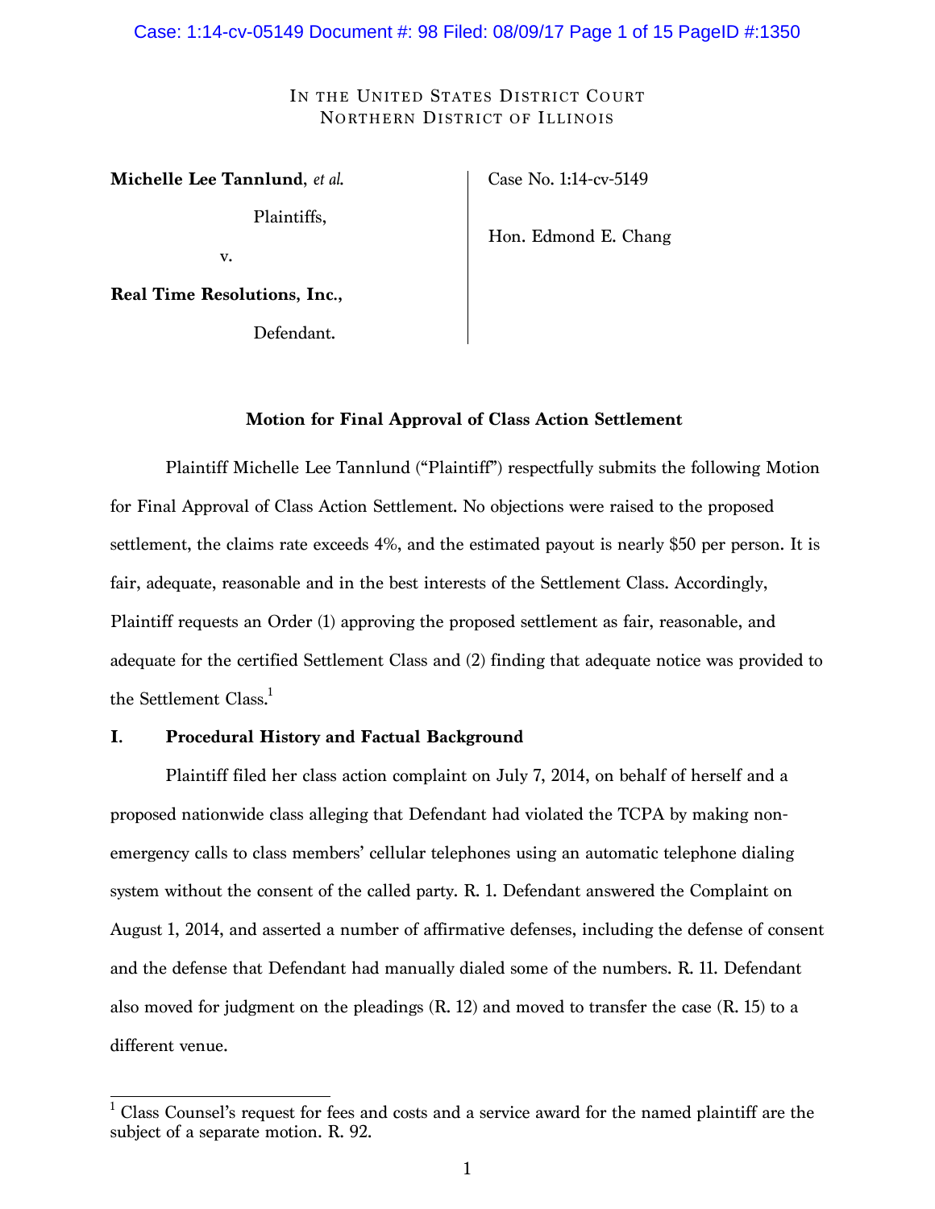IN THE UNITED STATES DISTRICT COURT
NORTHERN DISTRICT OF ILLINOIS

**Michelle Lee Tannlund**, *et al.*

Plaintiffs,

v.

**Real Time Resolutions, Inc.**,

Defendant.

Case No. 1:14-cv-5149

Hon. Edmond E. Chang

**Motion for Final Approval of Class Action Settlement**

Plaintiff Michelle Lee Tannlund ("Plaintiff") respectfully submits the following Motion for Final Approval of Class Action Settlement. No objections were raised to the proposed settlement, the claims rate exceeds 4%, and the estimated payout is nearly $50 per person. It is fair, adequate, reasonable and in the best interests of the Settlement Class. Accordingly, Plaintiff requests an Order (1) approving the proposed settlement as fair, reasonable, and adequate for the certified Settlement Class and (2) finding that adequate notice was provided to the Settlement Class.[1]

## I. Procedural History and Factual Background

Plaintiff filed her class action complaint on July 7, 2014, on behalf of herself and a proposed nationwide class alleging that Defendant had violated the TCPA by making non-emergency calls to class members' cellular telephones using an automatic telephone dialing system without the consent of the called party. R. 1. Defendant answered the Complaint on August 1, 2014, and asserted a number of affirmative defenses, including the defense of consent and the defense that Defendant had manually dialed some of the numbers. R. 11. Defendant also moved for judgment on the pleadings (R. 12) and moved to transfer the case (R. 15) to a different venue.

---

[1] Class Counsel's request for fees and costs and a service award for the named plaintiff are the subject of a separate motion. R. 92.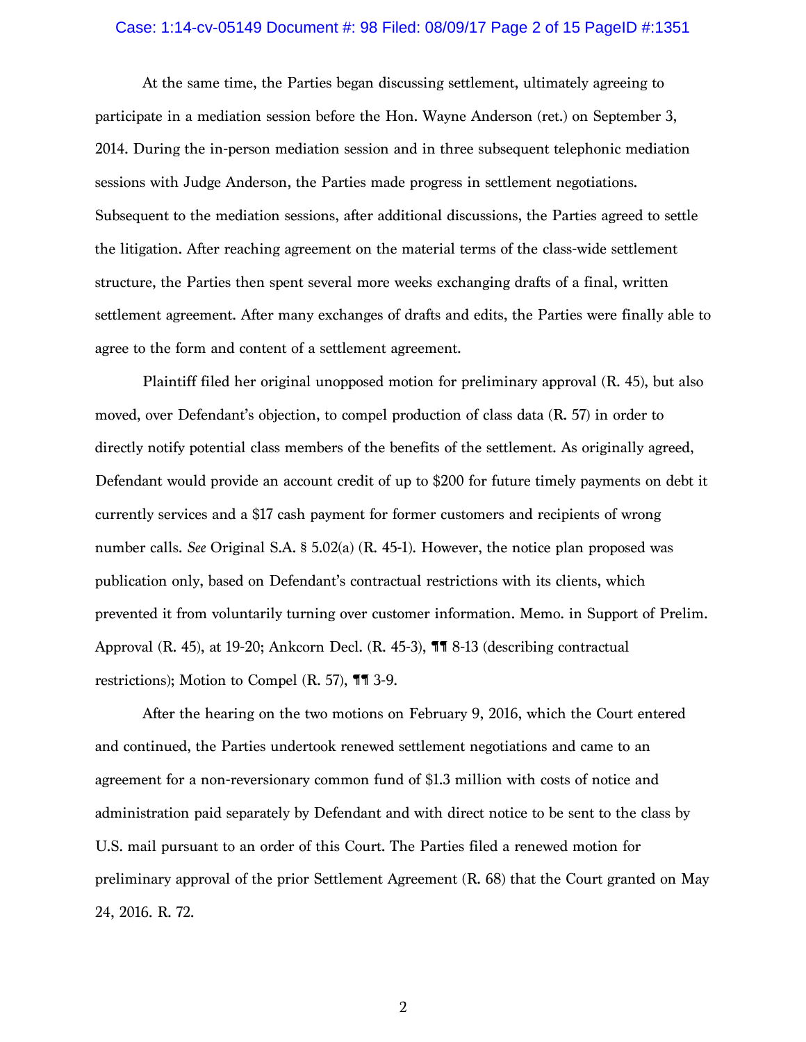At the same time, the Parties began discussing settlement, ultimately agreeing to participate in a mediation session before the Hon. Wayne Anderson (ret.) on September 3, 2014. During the in-person mediation session and in three subsequent telephonic mediation sessions with Judge Anderson, the Parties made progress in settlement negotiations. Subsequent to the mediation sessions, after additional discussions, the Parties agreed to settle the litigation. After reaching agreement on the material terms of the class-wide settlement structure, the Parties then spent several more weeks exchanging drafts of a final, written settlement agreement. After many exchanges of drafts and edits, the Parties were finally able to agree to the form and content of a settlement agreement.

Plaintiff filed her original unopposed motion for preliminary approval (R. 45), but also moved, over Defendant's objection, to compel production of class data (R. 57) in order to directly notify potential class members of the benefits of the settlement. As originally agreed, Defendant would provide an account credit of up to $200 for future timely payments on debt it currently services and a $17 cash payment for former customers and recipients of wrong number calls. *See* Original S.A. § 5.02(a) (R. 45-1). However, the notice plan proposed was publication only, based on Defendant's contractual restrictions with its clients, which prevented it from voluntarily turning over customer information. Memo. in Support of Prelim. Approval (R. 45), at 19-20; Ankcorn Decl. (R. 45-3), ¶¶ 8-13 (describing contractual restrictions); Motion to Compel (R. 57), ¶¶ 3-9.

After the hearing on the two motions on February 9, 2016, which the Court entered and continued, the Parties undertook renewed settlement negotiations and came to an agreement for a non-reversionary common fund of $1.3 million with costs of notice and administration paid separately by Defendant and with direct notice to be sent to the class by U.S. mail pursuant to an order of this Court. The Parties filed a renewed motion for preliminary approval of the prior Settlement Agreement (R. 68) that the Court granted on May 24, 2016. R. 72.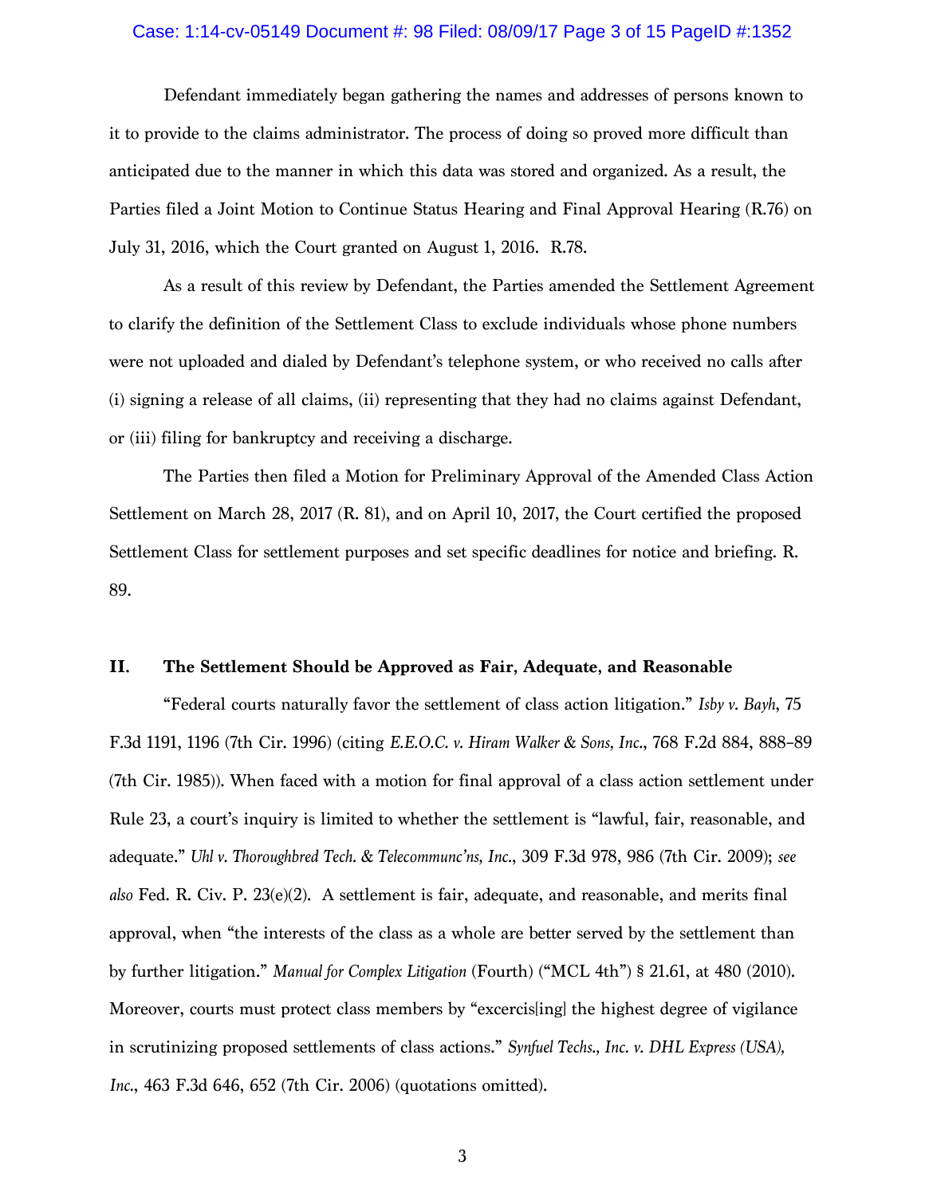Defendant immediately began gathering the names and addresses of persons known to it to provide to the claims administrator. The process of doing so proved more difficult than anticipated due to the manner in which this data was stored and organized. As a result, the Parties filed a Joint Motion to Continue Status Hearing and Final Approval Hearing (R.76) on July 31, 2016, which the Court granted on August 1, 2016. R.78.

As a result of this review by Defendant, the Parties amended the Settlement Agreement to clarify the definition of the Settlement Class to exclude individuals whose phone numbers were not uploaded and dialed by Defendant's telephone system, or who received no calls after (i) signing a release of all claims, (ii) representing that they had no claims against Defendant, or (iii) filing for bankruptcy and receiving a discharge.

The Parties then filed a Motion for Preliminary Approval of the Amended Class Action Settlement on March 28, 2017 (R. 81), and on April 10, 2017, the Court certified the proposed Settlement Class for settlement purposes and set specific deadlines for notice and briefing. R. 89.

## II. The Settlement Should be Approved as Fair, Adequate, and Reasonable

"Federal courts naturally favor the settlement of class action litigation." *Isby v. Bayh*, 75 F.3d 1191, 1196 (7th Cir. 1996) (citing *E.E.O.C. v. Hiram Walker & Sons, Inc.*, 768 F.2d 884, 888–89 (7th Cir. 1985)). When faced with a motion for final approval of a class action settlement under Rule 23, a court's inquiry is limited to whether the settlement is "lawful, fair, reasonable, and adequate." *Uhl v. Thoroughbred Tech. & Telecommunc'ns, Inc.*, 309 F.3d 978, 986 (7th Cir. 2009); *see also* Fed. R. Civ. P. 23(e)(2). A settlement is fair, adequate, and reasonable, and merits final approval, when "the interests of the class as a whole are better served by the settlement than by further litigation." *Manual for Complex Litigation* (Fourth) ("MCL 4th") § 21.61, at 480 (2010). Moreover, courts must protect class members by "excercis[ing] the highest degree of vigilance in scrutinizing proposed settlements of class actions." *Synfuel Techs., Inc. v. DHL Express (USA), Inc.*, 463 F.3d 646, 652 (7th Cir. 2006) (quotations omitted).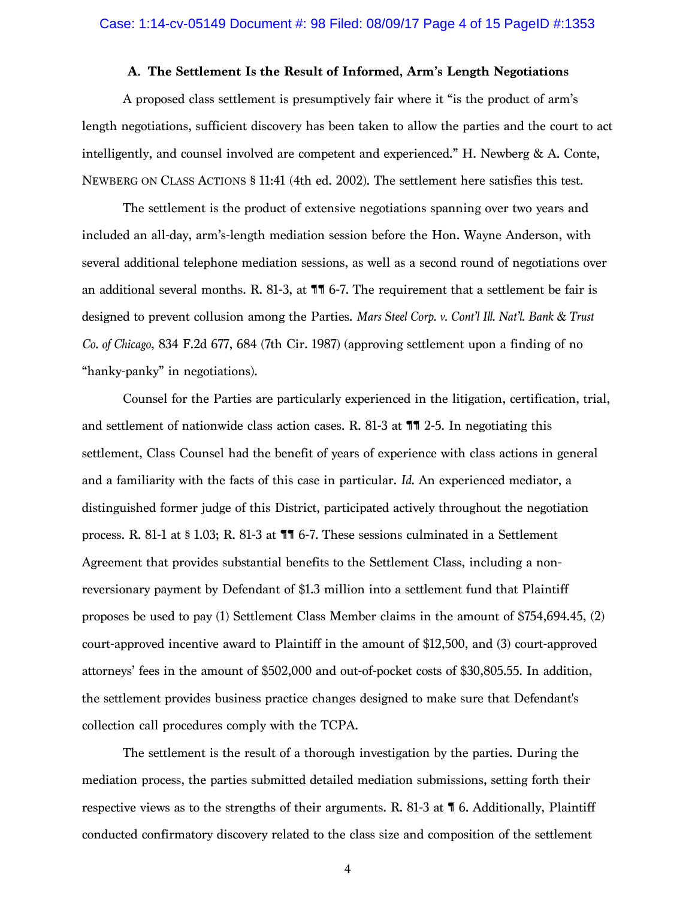### A. The Settlement Is the Result of Informed, Arm's Length Negotiations

A proposed class settlement is presumptively fair where it "is the product of arm's length negotiations, sufficient discovery has been taken to allow the parties and the court to act intelligently, and counsel involved are competent and experienced." H. Newberg & A. Conte, NEWBERG ON CLASS ACTIONS § 11:41 (4th ed. 2002). The settlement here satisfies this test.

The settlement is the product of extensive negotiations spanning over two years and included an all-day, arm's-length mediation session before the Hon. Wayne Anderson, with several additional telephone mediation sessions, as well as a second round of negotiations over an additional several months. R. 81-3, at ¶¶ 6-7. The requirement that a settlement be fair is designed to prevent collusion among the Parties. *Mars Steel Corp. v. Cont'l Ill. Nat'l. Bank & Trust Co. of Chicago*, 834 F.2d 677, 684 (7th Cir. 1987) (approving settlement upon a finding of no "hanky-panky" in negotiations).

Counsel for the Parties are particularly experienced in the litigation, certification, trial, and settlement of nationwide class action cases. R. 81-3 at ¶¶ 2-5. In negotiating this settlement, Class Counsel had the benefit of years of experience with class actions in general and a familiarity with the facts of this case in particular. *Id.* An experienced mediator, a distinguished former judge of this District, participated actively throughout the negotiation process. R. 81-1 at § 1.03; R. 81-3 at ¶¶ 6-7. These sessions culminated in a Settlement Agreement that provides substantial benefits to the Settlement Class, including a non-reversionary payment by Defendant of $1.3 million into a settlement fund that Plaintiff proposes be used to pay (1) Settlement Class Member claims in the amount of $754,694.45, (2) court-approved incentive award to Plaintiff in the amount of $12,500, and (3) court-approved attorneys' fees in the amount of $502,000 and out-of-pocket costs of $30,805.55. In addition, the settlement provides business practice changes designed to make sure that Defendant's collection call procedures comply with the TCPA.

The settlement is the result of a thorough investigation by the parties. During the mediation process, the parties submitted detailed mediation submissions, setting forth their respective views as to the strengths of their arguments. R. 81-3 at ¶ 6. Additionally, Plaintiff conducted confirmatory discovery related to the class size and composition of the settlement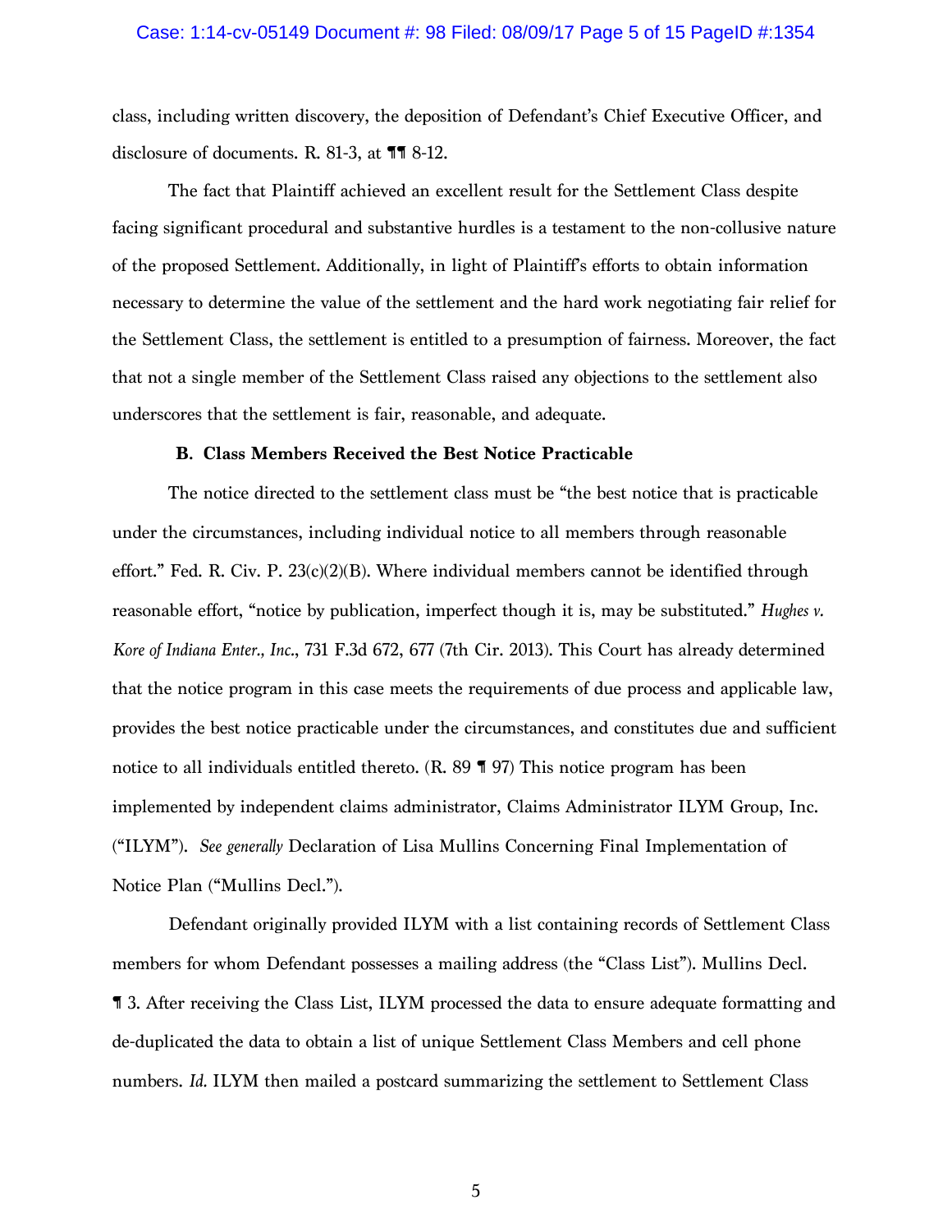class, including written discovery, the deposition of Defendant's Chief Executive Officer, and disclosure of documents. R. 81-3, at ¶¶ 8-12.

The fact that Plaintiff achieved an excellent result for the Settlement Class despite facing significant procedural and substantive hurdles is a testament to the non-collusive nature of the proposed Settlement. Additionally, in light of Plaintiff's efforts to obtain information necessary to determine the value of the settlement and the hard work negotiating fair relief for the Settlement Class, the settlement is entitled to a presumption of fairness. Moreover, the fact that not a single member of the Settlement Class raised any objections to the settlement also underscores that the settlement is fair, reasonable, and adequate.

### B. Class Members Received the Best Notice Practicable

The notice directed to the settlement class must be "the best notice that is practicable under the circumstances, including individual notice to all members through reasonable effort." Fed. R. Civ. P. 23(c)(2)(B). Where individual members cannot be identified through reasonable effort, "notice by publication, imperfect though it is, may be substituted." *Hughes v. Kore of Indiana Enter., Inc.*, 731 F.3d 672, 677 (7th Cir. 2013). This Court has already determined that the notice program in this case meets the requirements of due process and applicable law, provides the best notice practicable under the circumstances, and constitutes due and sufficient notice to all individuals entitled thereto. (R. 89 ¶ 97) This notice program has been implemented by independent claims administrator, Claims Administrator ILYM Group, Inc. ("ILYM"). *See generally* Declaration of Lisa Mullins Concerning Final Implementation of Notice Plan ("Mullins Decl.").

Defendant originally provided ILYM with a list containing records of Settlement Class members for whom Defendant possesses a mailing address (the "Class List"). Mullins Decl. ¶ 3. After receiving the Class List, ILYM processed the data to ensure adequate formatting and de-duplicated the data to obtain a list of unique Settlement Class Members and cell phone numbers. *Id.* ILYM then mailed a postcard summarizing the settlement to Settlement Class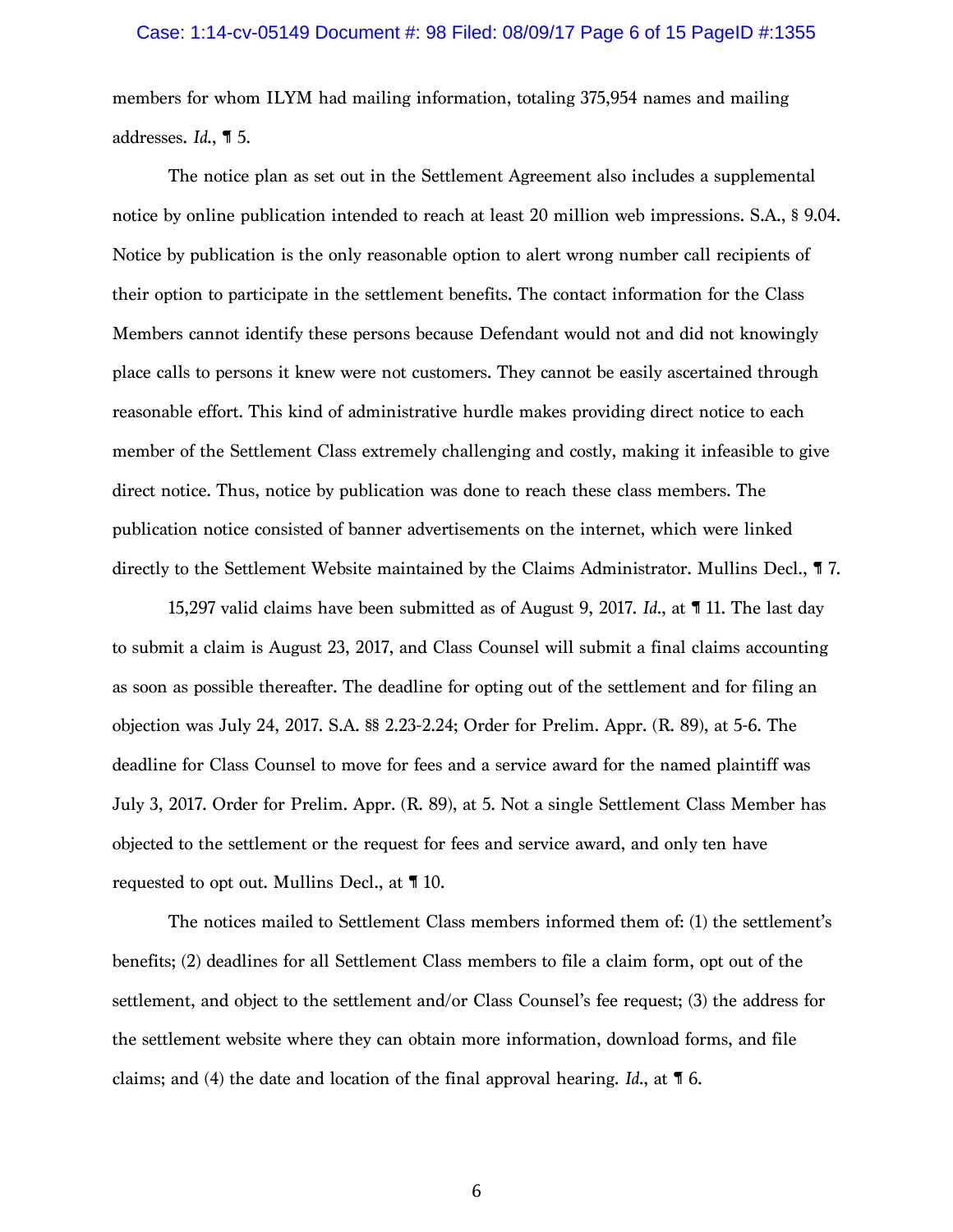members for whom ILYM had mailing information, totaling 375,954 names and mailing addresses. *Id.*, ¶ 5.

The notice plan as set out in the Settlement Agreement also includes a supplemental notice by online publication intended to reach at least 20 million web impressions. S.A., § 9.04. Notice by publication is the only reasonable option to alert wrong number call recipients of their option to participate in the settlement benefits. The contact information for the Class Members cannot identify these persons because Defendant would not and did not knowingly place calls to persons it knew were not customers. They cannot be easily ascertained through reasonable effort. This kind of administrative hurdle makes providing direct notice to each member of the Settlement Class extremely challenging and costly, making it infeasible to give direct notice. Thus, notice by publication was done to reach these class members. The publication notice consisted of banner advertisements on the internet, which were linked directly to the Settlement Website maintained by the Claims Administrator. Mullins Decl., ¶ 7.

15,297 valid claims have been submitted as of August 9, 2017. *Id.*, at ¶ 11. The last day to submit a claim is August 23, 2017, and Class Counsel will submit a final claims accounting as soon as possible thereafter. The deadline for opting out of the settlement and for filing an objection was July 24, 2017. S.A. §§ 2.23-2.24; Order for Prelim. Appr. (R. 89), at 5-6. The deadline for Class Counsel to move for fees and a service award for the named plaintiff was July 3, 2017. Order for Prelim. Appr. (R. 89), at 5. Not a single Settlement Class Member has objected to the settlement or the request for fees and service award, and only ten have requested to opt out. Mullins Decl., at ¶ 10.

The notices mailed to Settlement Class members informed them of: (1) the settlement's benefits; (2) deadlines for all Settlement Class members to file a claim form, opt out of the settlement, and object to the settlement and/or Class Counsel's fee request; (3) the address for the settlement website where they can obtain more information, download forms, and file claims; and (4) the date and location of the final approval hearing. *Id.*, at ¶ 6.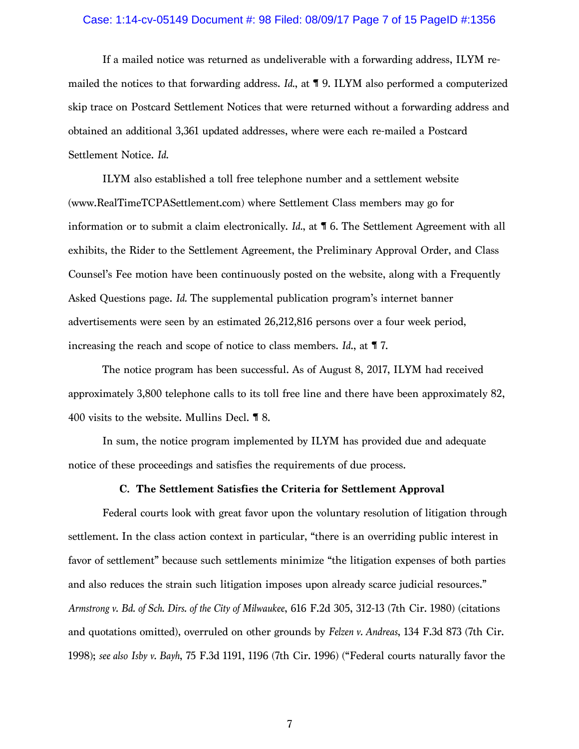If a mailed notice was returned as undeliverable with a forwarding address, ILYM re-mailed the notices to that forwarding address. *Id.*, at ¶ 9. ILYM also performed a computerized skip trace on Postcard Settlement Notices that were returned without a forwarding address and obtained an additional 3,361 updated addresses, where were each re-mailed a Postcard Settlement Notice. *Id.*

ILYM also established a toll free telephone number and a settlement website (www.RealTimeTCPASettlement.com) where Settlement Class members may go for information or to submit a claim electronically. *Id.*, at ¶ 6. The Settlement Agreement with all exhibits, the Rider to the Settlement Agreement, the Preliminary Approval Order, and Class Counsel's Fee motion have been continuously posted on the website, along with a Frequently Asked Questions page. *Id.* The supplemental publication program's internet banner advertisements were seen by an estimated 26,212,816 persons over a four week period, increasing the reach and scope of notice to class members. *Id.*, at ¶ 7.

The notice program has been successful. As of August 8, 2017, ILYM had received approximately 3,800 telephone calls to its toll free line and there have been approximately 82, 400 visits to the website. Mullins Decl. ¶ 8.

In sum, the notice program implemented by ILYM has provided due and adequate notice of these proceedings and satisfies the requirements of due process.

**C. The Settlement Satisfies the Criteria for Settlement Approval**

Federal courts look with great favor upon the voluntary resolution of litigation through settlement. In the class action context in particular, "there is an overriding public interest in favor of settlement" because such settlements minimize "the litigation expenses of both parties and also reduces the strain such litigation imposes upon already scarce judicial resources." *Armstrong v. Bd. of Sch. Dirs. of the City of Milwaukee*, 616 F.2d 305, 312-13 (7th Cir. 1980) (citations and quotations omitted), overruled on other grounds by *Felzen v. Andreas*, 134 F.3d 873 (7th Cir. 1998); *see also Isby v. Bayh*, 75 F.3d 1191, 1196 (7th Cir. 1996) ("Federal courts naturally favor the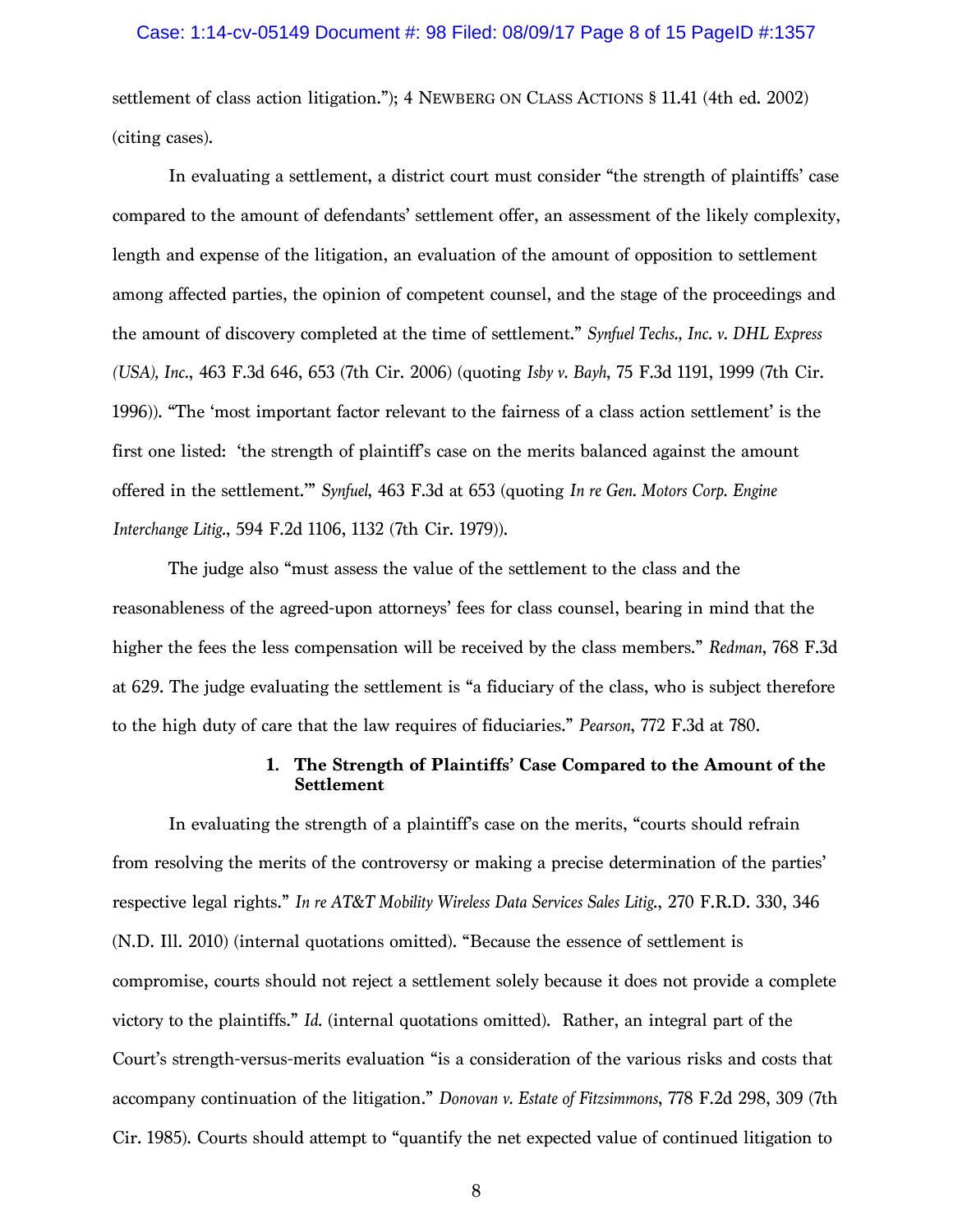settlement of class action litigation."); 4 NEWBERG ON CLASS ACTIONS § 11.41 (4th ed. 2002) (citing cases).

In evaluating a settlement, a district court must consider "the strength of plaintiffs' case compared to the amount of defendants' settlement offer, an assessment of the likely complexity, length and expense of the litigation, an evaluation of the amount of opposition to settlement among affected parties, the opinion of competent counsel, and the stage of the proceedings and the amount of discovery completed at the time of settlement." *Synfuel Techs., Inc. v. DHL Express (USA), Inc.*, 463 F.3d 646, 653 (7th Cir. 2006) (quoting *Isby v. Bayh*, 75 F.3d 1191, 1999 (7th Cir. 1996)). "The 'most important factor relevant to the fairness of a class action settlement' is the first one listed: 'the strength of plaintiff's case on the merits balanced against the amount offered in the settlement.'" *Synfuel*, 463 F.3d at 653 (quoting *In re Gen. Motors Corp. Engine Interchange Litig.*, 594 F.2d 1106, 1132 (7th Cir. 1979)).

The judge also "must assess the value of the settlement to the class and the reasonableness of the agreed-upon attorneys' fees for class counsel, bearing in mind that the higher the fees the less compensation will be received by the class members." *Redman*, 768 F.3d at 629. The judge evaluating the settlement is "a fiduciary of the class, who is subject therefore to the high duty of care that the law requires of fiduciaries." *Pearson*, 772 F.3d at 780.

**1. The Strength of Plaintiffs' Case Compared to the Amount of the Settlement**

In evaluating the strength of a plaintiff's case on the merits, "courts should refrain from resolving the merits of the controversy or making a precise determination of the parties' respective legal rights." *In re AT&T Mobility Wireless Data Services Sales Litig.*, 270 F.R.D. 330, 346 (N.D. Ill. 2010) (internal quotations omitted). "Because the essence of settlement is compromise, courts should not reject a settlement solely because it does not provide a complete victory to the plaintiffs." *Id.* (internal quotations omitted). Rather, an integral part of the Court's strength-versus-merits evaluation "is a consideration of the various risks and costs that accompany continuation of the litigation." *Donovan v. Estate of Fitzsimmons*, 778 F.2d 298, 309 (7th Cir. 1985). Courts should attempt to "quantify the net expected value of continued litigation to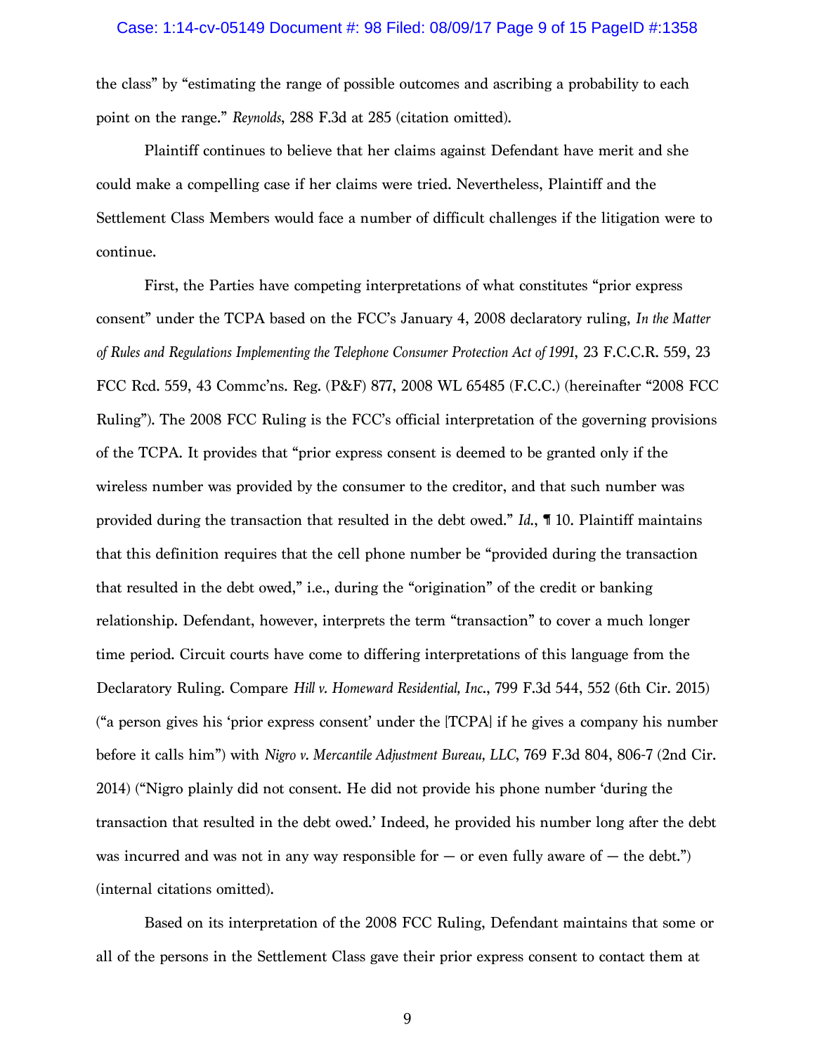the class" by "estimating the range of possible outcomes and ascribing a probability to each point on the range." *Reynolds*, 288 F.3d at 285 (citation omitted).

Plaintiff continues to believe that her claims against Defendant have merit and she could make a compelling case if her claims were tried. Nevertheless, Plaintiff and the Settlement Class Members would face a number of difficult challenges if the litigation were to continue.

First, the Parties have competing interpretations of what constitutes "prior express consent" under the TCPA based on the FCC's January 4, 2008 declaratory ruling, *In the Matter of Rules and Regulations Implementing the Telephone Consumer Protection Act of 1991*, 23 F.C.C.R. 559, 23 FCC Rcd. 559, 43 Commc'ns. Reg. (P&F) 877, 2008 WL 65485 (F.C.C.) (hereinafter "2008 FCC Ruling"). The 2008 FCC Ruling is the FCC's official interpretation of the governing provisions of the TCPA. It provides that "prior express consent is deemed to be granted only if the wireless number was provided by the consumer to the creditor, and that such number was provided during the transaction that resulted in the debt owed." *Id.*, ¶ 10. Plaintiff maintains that this definition requires that the cell phone number be "provided during the transaction that resulted in the debt owed," i.e., during the "origination" of the credit or banking relationship. Defendant, however, interprets the term "transaction" to cover a much longer time period. Circuit courts have come to differing interpretations of this language from the Declaratory Ruling. Compare *Hill v. Homeward Residential, Inc.*, 799 F.3d 544, 552 (6th Cir. 2015) ("a person gives his 'prior express consent' under the [TCPA] if he gives a company his number before it calls him") with *Nigro v. Mercantile Adjustment Bureau, LLC*, 769 F.3d 804, 806-7 (2nd Cir. 2014) ("Nigro plainly did not consent. He did not provide his phone number 'during the transaction that resulted in the debt owed.' Indeed, he provided his number long after the debt was incurred and was not in any way responsible for — or even fully aware of — the debt.") (internal citations omitted).

Based on its interpretation of the 2008 FCC Ruling, Defendant maintains that some or all of the persons in the Settlement Class gave their prior express consent to contact them at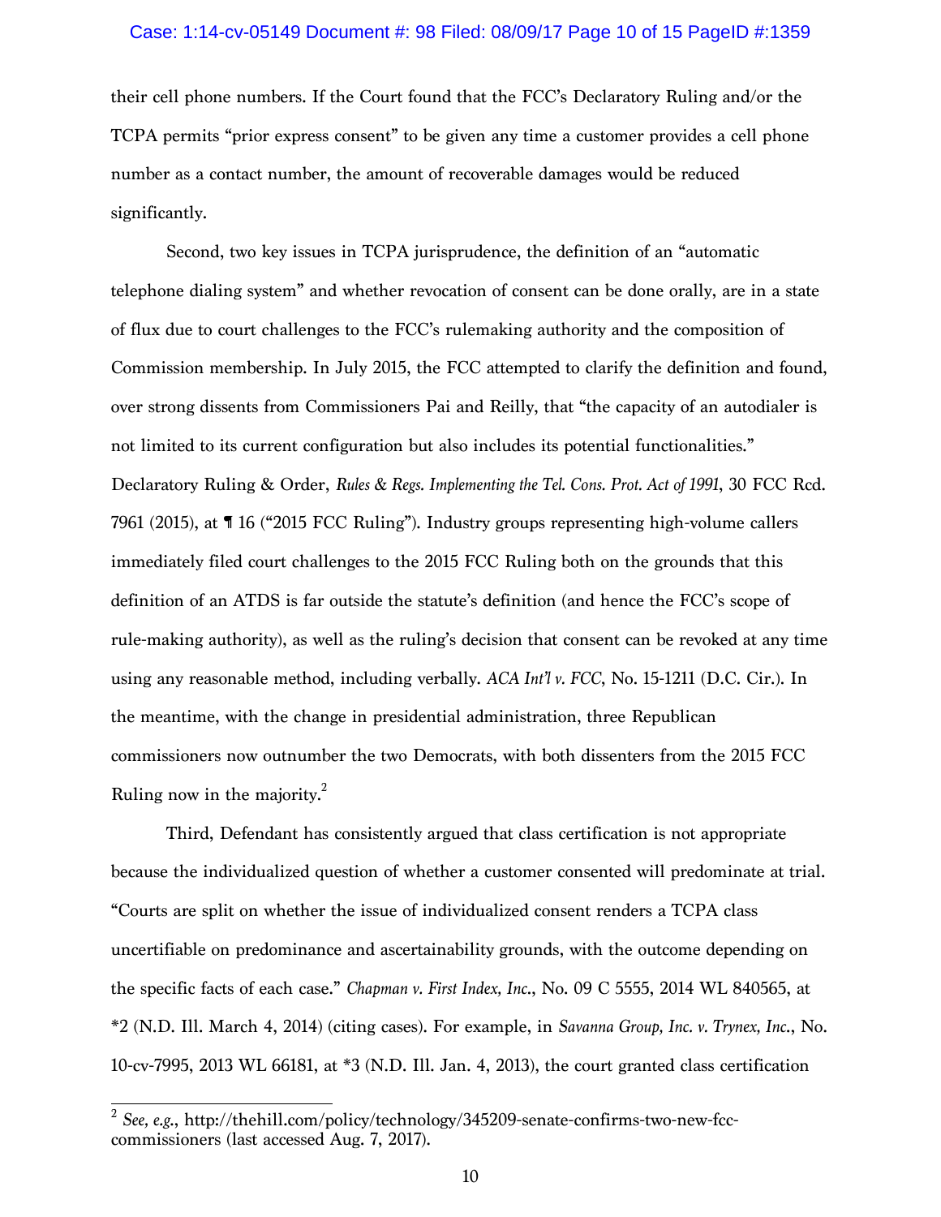their cell phone numbers. If the Court found that the FCC's Declaratory Ruling and/or the TCPA permits "prior express consent" to be given any time a customer provides a cell phone number as a contact number, the amount of recoverable damages would be reduced significantly.

Second, two key issues in TCPA jurisprudence, the definition of an "automatic telephone dialing system" and whether revocation of consent can be done orally, are in a state of flux due to court challenges to the FCC's rulemaking authority and the composition of Commission membership. In July 2015, the FCC attempted to clarify the definition and found, over strong dissents from Commissioners Pai and Reilly, that "the capacity of an autodialer is not limited to its current configuration but also includes its potential functionalities." Declaratory Ruling & Order, *Rules & Regs. Implementing the Tel. Cons. Prot. Act of 1991*, 30 FCC Rcd. 7961 (2015), at ¶ 16 ("2015 FCC Ruling"). Industry groups representing high-volume callers immediately filed court challenges to the 2015 FCC Ruling both on the grounds that this definition of an ATDS is far outside the statute's definition (and hence the FCC's scope of rule-making authority), as well as the ruling's decision that consent can be revoked at any time using any reasonable method, including verbally. *ACA Int'l v. FCC*, No. 15-1211 (D.C. Cir.). In the meantime, with the change in presidential administration, three Republican commissioners now outnumber the two Democrats, with both dissenters from the 2015 FCC Ruling now in the majority.[2]

Third, Defendant has consistently argued that class certification is not appropriate because the individualized question of whether a customer consented will predominate at trial. "Courts are split on whether the issue of individualized consent renders a TCPA class uncertifiable on predominance and ascertainability grounds, with the outcome depending on the specific facts of each case." *Chapman v. First Index, Inc.*, No. 09 C 5555, 2014 WL 840565, at *2 (N.D. Ill. March 4, 2014) (citing cases). For example, in *Savanna Group, Inc. v. Trynex, Inc.*, No. 10-cv-7995, 2013 WL 66181, at *3 (N.D. Ill. Jan. 4, 2013), the court granted class certification

[2] *See, e.g.*, http://thehill.com/policy/technology/345209-senate-confirms-two-new-fcc-commissioners (last accessed Aug. 7, 2017).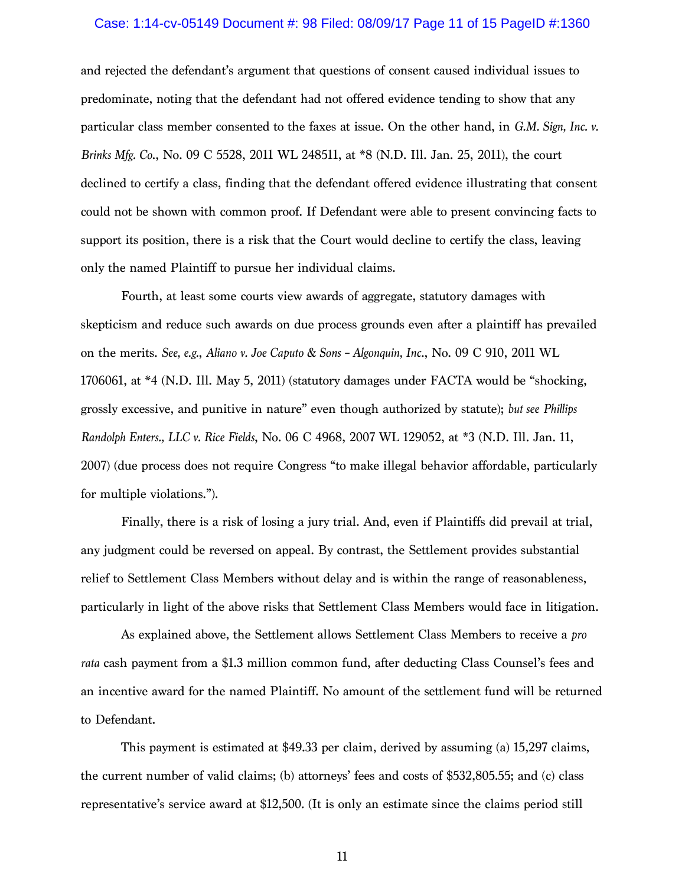and rejected the defendant's argument that questions of consent caused individual issues to predominate, noting that the defendant had not offered evidence tending to show that any particular class member consented to the faxes at issue. On the other hand, in *G.M. Sign, Inc. v. Brinks Mfg. Co.*, No. 09 C 5528, 2011 WL 248511, at *8 (N.D. Ill. Jan. 25, 2011), the court declined to certify a class, finding that the defendant offered evidence illustrating that consent could not be shown with common proof. If Defendant were able to present convincing facts to support its position, there is a risk that the Court would decline to certify the class, leaving only the named Plaintiff to pursue her individual claims.

Fourth, at least some courts view awards of aggregate, statutory damages with skepticism and reduce such awards on due process grounds even after a plaintiff has prevailed on the merits. *See, e.g.*, *Aliano v. Joe Caputo & Sons – Algonquin, Inc.*, No. 09 C 910, 2011 WL 1706061, at *4 (N.D. Ill. May 5, 2011) (statutory damages under FACTA would be "shocking, grossly excessive, and punitive in nature" even though authorized by statute); *but see Phillips Randolph Enters., LLC v. Rice Fields*, No. 06 C 4968, 2007 WL 129052, at *3 (N.D. Ill. Jan. 11, 2007) (due process does not require Congress "to make illegal behavior affordable, particularly for multiple violations.").

Finally, there is a risk of losing a jury trial. And, even if Plaintiffs did prevail at trial, any judgment could be reversed on appeal. By contrast, the Settlement provides substantial relief to Settlement Class Members without delay and is within the range of reasonableness, particularly in light of the above risks that Settlement Class Members would face in litigation.

As explained above, the Settlement allows Settlement Class Members to receive a *pro rata* cash payment from a $1.3 million common fund, after deducting Class Counsel's fees and an incentive award for the named Plaintiff. No amount of the settlement fund will be returned to Defendant.

This payment is estimated at $49.33 per claim, derived by assuming (a) 15,297 claims, the current number of valid claims; (b) attorneys' fees and costs of $532,805.55; and (c) class representative's service award at $12,500. (It is only an estimate since the claims period still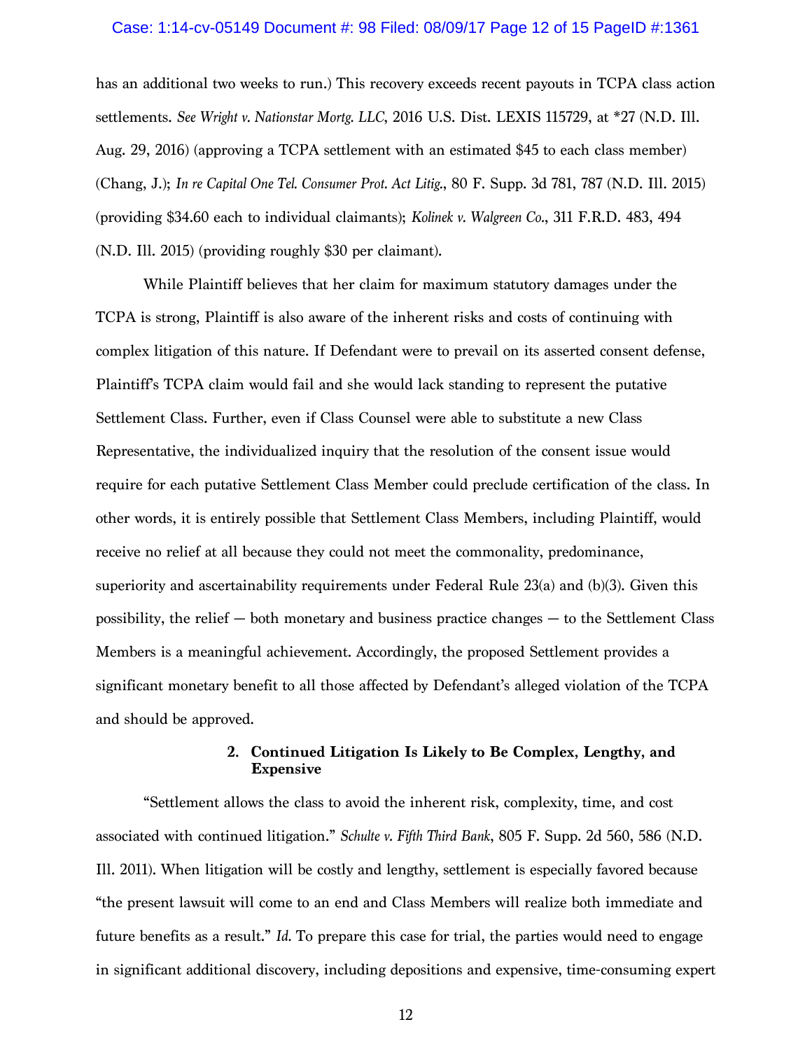has an additional two weeks to run.) This recovery exceeds recent payouts in TCPA class action settlements. *See Wright v. Nationstar Mortg. LLC*, 2016 U.S. Dist. LEXIS 115729, at *27 (N.D. Ill. Aug. 29, 2016) (approving a TCPA settlement with an estimated $45 to each class member) (Chang, J.); *In re Capital One Tel. Consumer Prot. Act Litig.*, 80 F. Supp. 3d 781, 787 (N.D. Ill. 2015) (providing $34.60 each to individual claimants); *Kolinek v. Walgreen Co.*, 311 F.R.D. 483, 494 (N.D. Ill. 2015) (providing roughly $30 per claimant).

While Plaintiff believes that her claim for maximum statutory damages under the TCPA is strong, Plaintiff is also aware of the inherent risks and costs of continuing with complex litigation of this nature. If Defendant were to prevail on its asserted consent defense, Plaintiff's TCPA claim would fail and she would lack standing to represent the putative Settlement Class. Further, even if Class Counsel were able to substitute a new Class Representative, the individualized inquiry that the resolution of the consent issue would require for each putative Settlement Class Member could preclude certification of the class. In other words, it is entirely possible that Settlement Class Members, including Plaintiff, would receive no relief at all because they could not meet the commonality, predominance, superiority and ascertainability requirements under Federal Rule 23(a) and (b)(3). Given this possibility, the relief — both monetary and business practice changes — to the Settlement Class Members is a meaningful achievement. Accordingly, the proposed Settlement provides a significant monetary benefit to all those affected by Defendant's alleged violation of the TCPA and should be approved.

**2. Continued Litigation Is Likely to Be Complex, Lengthy, and Expensive**

"Settlement allows the class to avoid the inherent risk, complexity, time, and cost associated with continued litigation." *Schulte v. Fifth Third Bank*, 805 F. Supp. 2d 560, 586 (N.D. Ill. 2011). When litigation will be costly and lengthy, settlement is especially favored because "the present lawsuit will come to an end and Class Members will realize both immediate and future benefits as a result." *Id.* To prepare this case for trial, the parties would need to engage in significant additional discovery, including depositions and expensive, time-consuming expert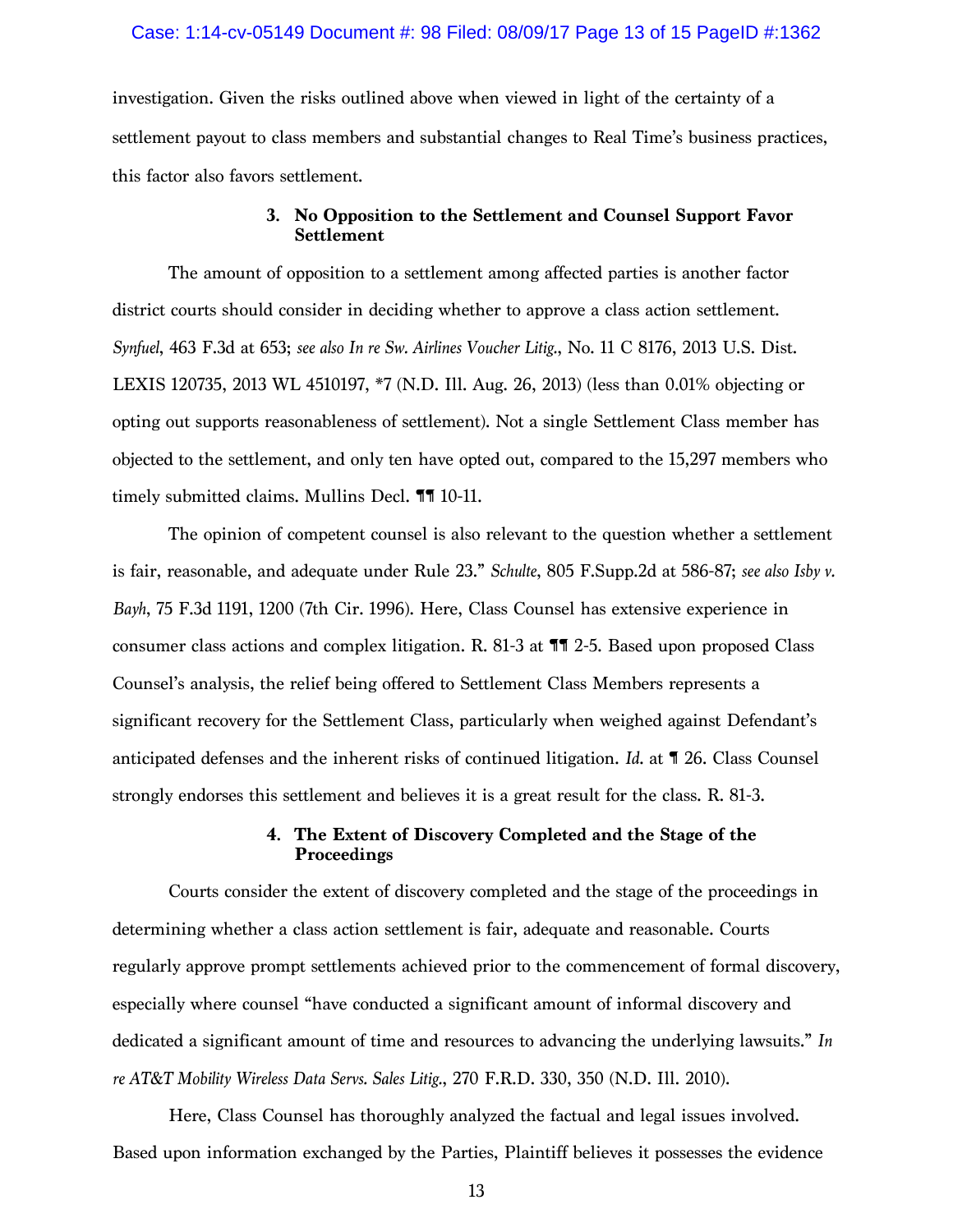investigation. Given the risks outlined above when viewed in light of the certainty of a settlement payout to class members and substantial changes to Real Time's business practices, this factor also favors settlement.

### 3. No Opposition to the Settlement and Counsel Support Favor Settlement

The amount of opposition to a settlement among affected parties is another factor district courts should consider in deciding whether to approve a class action settlement. *Synfuel*, 463 F.3d at 653; *see also In re Sw. Airlines Voucher Litig.*, No. 11 C 8176, 2013 U.S. Dist. LEXIS 120735, 2013 WL 4510197, *7 (N.D. Ill. Aug. 26, 2013) (less than 0.01% objecting or opting out supports reasonableness of settlement). Not a single Settlement Class member has objected to the settlement, and only ten have opted out, compared to the 15,297 members who timely submitted claims. Mullins Decl. ¶¶ 10-11.

The opinion of competent counsel is also relevant to the question whether a settlement is fair, reasonable, and adequate under Rule 23." *Schulte*, 805 F.Supp.2d at 586-87; *see also Isby v. Bayh*, 75 F.3d 1191, 1200 (7th Cir. 1996). Here, Class Counsel has extensive experience in consumer class actions and complex litigation. R. 81-3 at ¶¶ 2-5. Based upon proposed Class Counsel's analysis, the relief being offered to Settlement Class Members represents a significant recovery for the Settlement Class, particularly when weighed against Defendant's anticipated defenses and the inherent risks of continued litigation. *Id.* at ¶ 26. Class Counsel strongly endorses this settlement and believes it is a great result for the class. R. 81-3.

### 4. The Extent of Discovery Completed and the Stage of the Proceedings

Courts consider the extent of discovery completed and the stage of the proceedings in determining whether a class action settlement is fair, adequate and reasonable. Courts regularly approve prompt settlements achieved prior to the commencement of formal discovery, especially where counsel "have conducted a significant amount of informal discovery and dedicated a significant amount of time and resources to advancing the underlying lawsuits." *In re AT&T Mobility Wireless Data Servs. Sales Litig.*, 270 F.R.D. 330, 350 (N.D. Ill. 2010).

Here, Class Counsel has thoroughly analyzed the factual and legal issues involved. Based upon information exchanged by the Parties, Plaintiff believes it possesses the evidence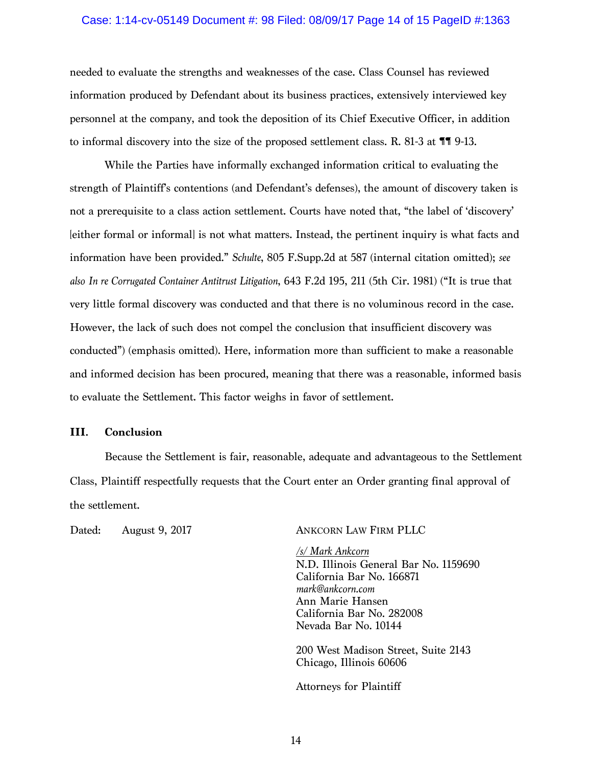needed to evaluate the strengths and weaknesses of the case. Class Counsel has reviewed information produced by Defendant about its business practices, extensively interviewed key personnel at the company, and took the deposition of its Chief Executive Officer, in addition to informal discovery into the size of the proposed settlement class. R. 81-3 at ¶¶ 9-13.

While the Parties have informally exchanged information critical to evaluating the strength of Plaintiff's contentions (and Defendant's defenses), the amount of discovery taken is not a prerequisite to a class action settlement. Courts have noted that, "the label of 'discovery' [either formal or informal] is not what matters. Instead, the pertinent inquiry is what facts and information have been provided." *Schulte*, 805 F.Supp.2d at 587 (internal citation omitted); *see also In re Corrugated Container Antitrust Litigation*, 643 F.2d 195, 211 (5th Cir. 1981) ("It is true that very little formal discovery was conducted and that there is no voluminous record in the case. However, the lack of such does not compel the conclusion that insufficient discovery was conducted") (emphasis omitted). Here, information more than sufficient to make a reasonable and informed decision has been procured, meaning that there was a reasonable, informed basis to evaluate the Settlement. This factor weighs in favor of settlement.

## III. Conclusion

Because the Settlement is fair, reasonable, adequate and advantageous to the Settlement Class, Plaintiff respectfully requests that the Court enter an Order granting final approval of the settlement.

Dated: August 9, 2017

ANKCORN LAW FIRM PLLC

*/s/ Mark Ankcorn*
N.D. Illinois General Bar No. 1159690
California Bar No. 166871
*mark@ankcorn.com*
Ann Marie Hansen
California Bar No. 282008
Nevada Bar No. 10144

200 West Madison Street, Suite 2143
Chicago, Illinois 60606

Attorneys for Plaintiff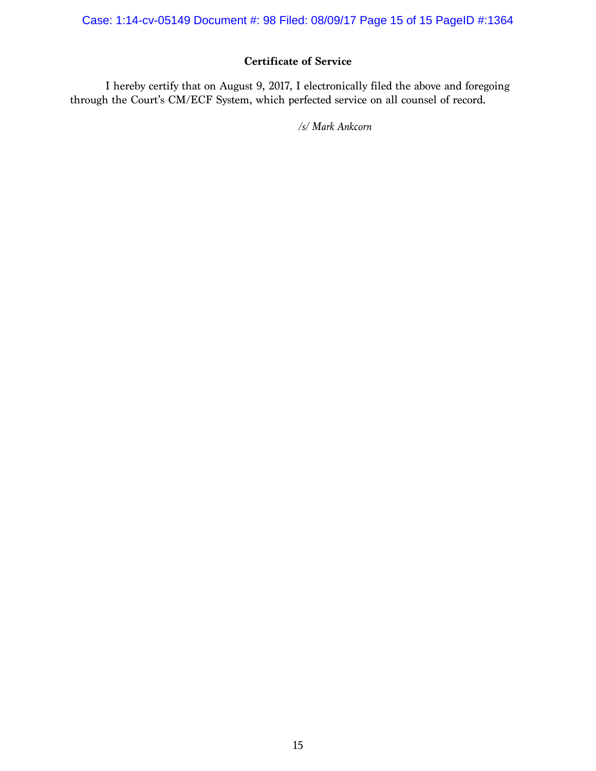## Certificate of Service

I hereby certify that on August 9, 2017, I electronically filed the above and foregoing through the Court's CM/ECF System, which perfected service on all counsel of record.

*/s/ Mark Ankcorn*